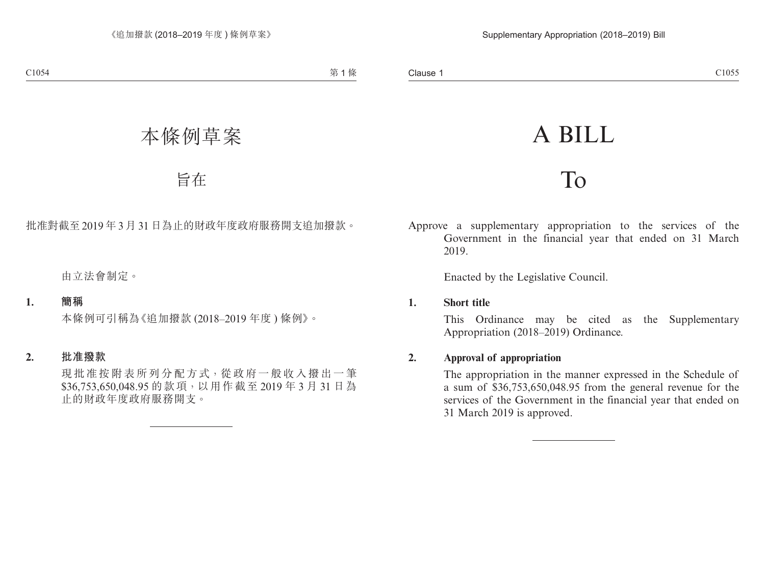# 本條例草案

## 旨在

批准對截至2019年3月31日為止的財政年度政府服務開支追加撥款。

由立法會制定。

**1. 簡稱**

本條例可引稱為《追加撥款(2018–2019年度)條例》。

**2. 批准撥款**

現批准按附表所列分配方式，從政府一般收入撥出一筆$36,753,650,048.95的款項，以用作截至2019年3月31日為止的財政年度政府服務開支。

---

# A BILL

## To

Approve a supplementary appropriation to the services of the Government in the financial year that ended on 31 March 2019.

Enacted by the Legislative Council.

**1. Short title**

This Ordinance may be cited as the Supplementary Appropriation (2018–2019) Ordinance.

**2. Approval of appropriation**

The appropriation in the manner expressed in the Schedule of a sum of $36,753,650,048.95 from the general revenue for the services of the Government in the financial year that ended on 31 March 2019 is approved.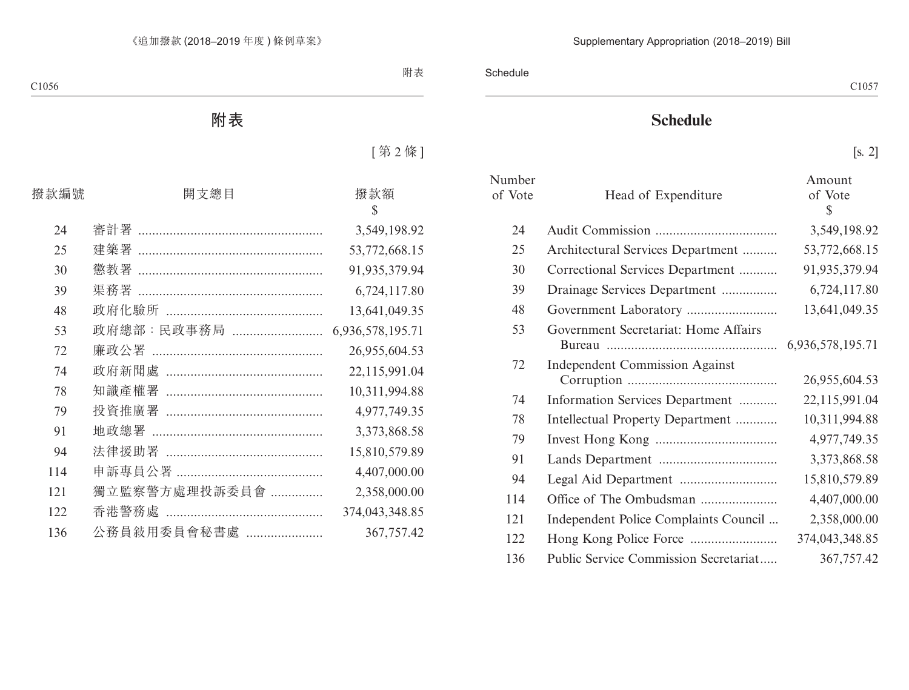# 附表

[第 2 條]

| 撥款編號 | 開支總目 | 撥款額 $ |
|---|---|---|
| 24 | 審計署 | 3,549,198.92 |
| 25 | 建築署 | 53,772,668.15 |
| 30 | 懲教署 | 91,935,379.94 |
| 39 | 渠務署 | 6,724,117.80 |
| 48 | 政府化驗所 | 13,641,049.35 |
| 53 | 政府總部：民政事務局 | 6,936,578,195.71 |
| 72 | 廉政公署 | 26,955,604.53 |
| 74 | 政府新聞處 | 22,115,991.04 |
| 78 | 知識產權署 | 10,311,994.88 |
| 79 | 投資推廣署 | 4,977,749.35 |
| 91 | 地政總署 | 3,373,868.58 |
| 94 | 法律援助署 | 15,810,579.89 |
| 114 | 申訴專員公署 | 4,407,000.00 |
| 121 | 獨立監察警方處理投訴委員會 | 2,358,000.00 |
| 122 | 香港警務處 | 374,043,348.85 |
| 136 | 公務員敘用委員會秘書處 | 367,757.42 |

# Schedule

[s. 2]

| Number of Vote | Head of Expenditure | Amount of Vote $ |
|---|---|---|
| 24 | Audit Commission | 3,549,198.92 |
| 25 | Architectural Services Department | 53,772,668.15 |
| 30 | Correctional Services Department | 91,935,379.94 |
| 39 | Drainage Services Department | 6,724,117.80 |
| 48 | Government Laboratory | 13,641,049.35 |
| 53 | Government Secretariat: Home Affairs Bureau | 6,936,578,195.71 |
| 72 | Independent Commission Against Corruption | 26,955,604.53 |
| 74 | Information Services Department | 22,115,991.04 |
| 78 | Intellectual Property Department | 10,311,994.88 |
| 79 | Invest Hong Kong | 4,977,749.35 |
| 91 | Lands Department | 3,373,868.58 |
| 94 | Legal Aid Department | 15,810,579.89 |
| 114 | Office of The Ombudsman | 4,407,000.00 |
| 121 | Independent Police Complaints Council | 2,358,000.00 |
| 122 | Hong Kong Police Force | 374,043,348.85 |
| 136 | Public Service Commission Secretariat | 367,757.42 |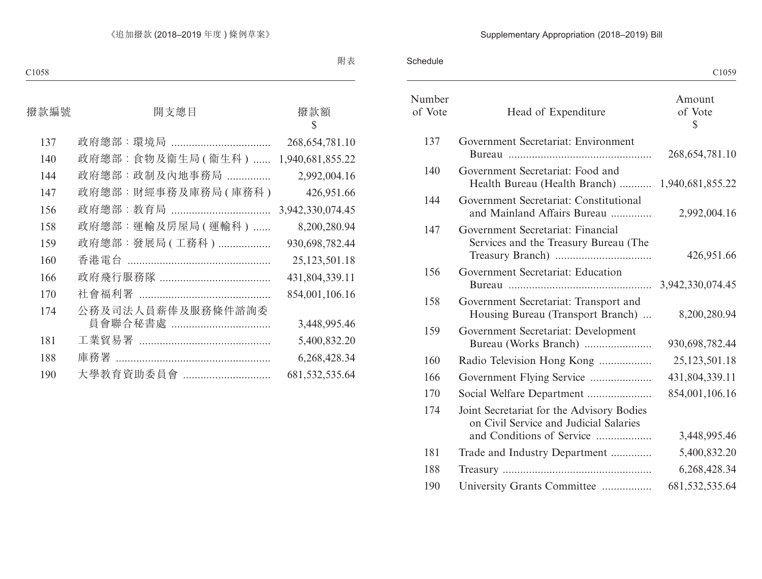附表

| 撥款編號 | 開支總目 | 撥款額 $ |
|---|---|---|
| 137 | 政府總部：環境局 | 268,654,781.10 |
| 140 | 政府總部：食物及衞生局 ( 衞生科 ) | 1,940,681,855.22 |
| 144 | 政府總部：政制及內地事務局 | 2,992,004.16 |
| 147 | 政府總部：財經事務及庫務局 ( 庫務科 ) | 426,951.66 |
| 156 | 政府總部：教育局 | 3,942,330,074.45 |
| 158 | 政府總部：運輸及房屋局 ( 運輸科 ) | 8,200,280.94 |
| 159 | 政府總部：發展局 ( 工務科 ) | 930,698,782.44 |
| 160 | 香港電台 | 25,123,501.18 |
| 166 | 政府飛行服務隊 | 431,804,339.11 |
| 170 | 社會福利署 | 854,001,106.16 |
| 174 | 公務及司法人員薪俸及服務條件諮詢委員會聯合秘書處 | 3,448,995.46 |
| 181 | 工業貿易署 | 5,400,832.20 |
| 188 | 庫務署 | 6,268,428.34 |
| 190 | 大學教育資助委員會 | 681,532,535.64 |

Schedule

| Number of Vote | Head of Expenditure | Amount of Vote $ |
|---|---|---|
| 137 | Government Secretariat: Environment Bureau | 268,654,781.10 |
| 140 | Government Secretariat: Food and Health Bureau (Health Branch) | 1,940,681,855.22 |
| 144 | Government Secretariat: Constitutional and Mainland Affairs Bureau | 2,992,004.16 |
| 147 | Government Secretariat: Financial Services and the Treasury Bureau (The Treasury Branch) | 426,951.66 |
| 156 | Government Secretariat: Education Bureau | 3,942,330,074.45 |
| 158 | Government Secretariat: Transport and Housing Bureau (Transport Branch) | 8,200,280.94 |
| 159 | Government Secretariat: Development Bureau (Works Branch) | 930,698,782.44 |
| 160 | Radio Television Hong Kong | 25,123,501.18 |
| 166 | Government Flying Service | 431,804,339.11 |
| 170 | Social Welfare Department | 854,001,106.16 |
| 174 | Joint Secretariat for the Advisory Bodies on Civil Service and Judicial Salaries and Conditions of Service | 3,448,995.46 |
| 181 | Trade and Industry Department | 5,400,832.20 |
| 188 | Treasury | 6,268,428.34 |
| 190 | University Grants Committee | 681,532,535.64 |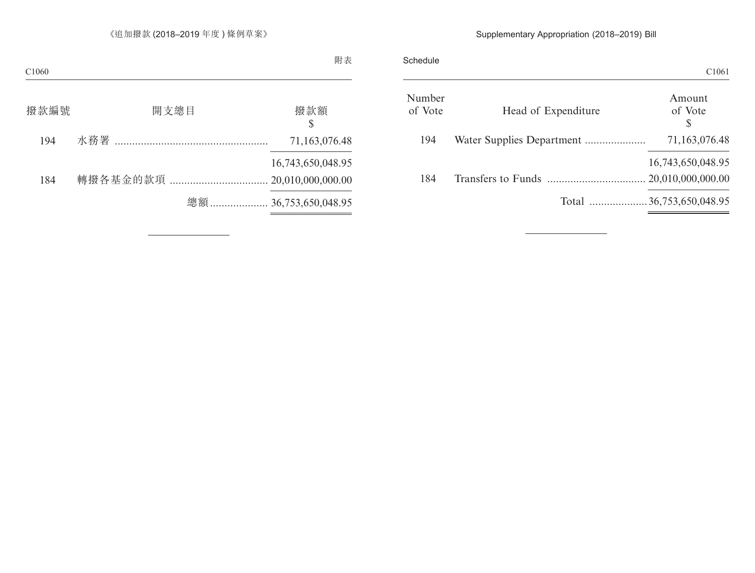附表

| 撥款編號 | 開支總目 | 撥款額 $ |
|---|---|---|
| 194 | 水務署 | 71,163,076.48 |
| | | 16,743,650,048.95 |
| 184 | 轉撥各基金的款項 | 20,010,000,000.00 |
| | 總額 | 36,753,650,048.95 |

Schedule

| Number of Vote | Head of Expenditure | Amount of Vote $ |
|---|---|---|
| 194 | Water Supplies Department | 71,163,076.48 |
| | | 16,743,650,048.95 |
| 184 | Transfers to Funds | 20,010,000,000.00 |
| | Total | 36,753,650,048.95 |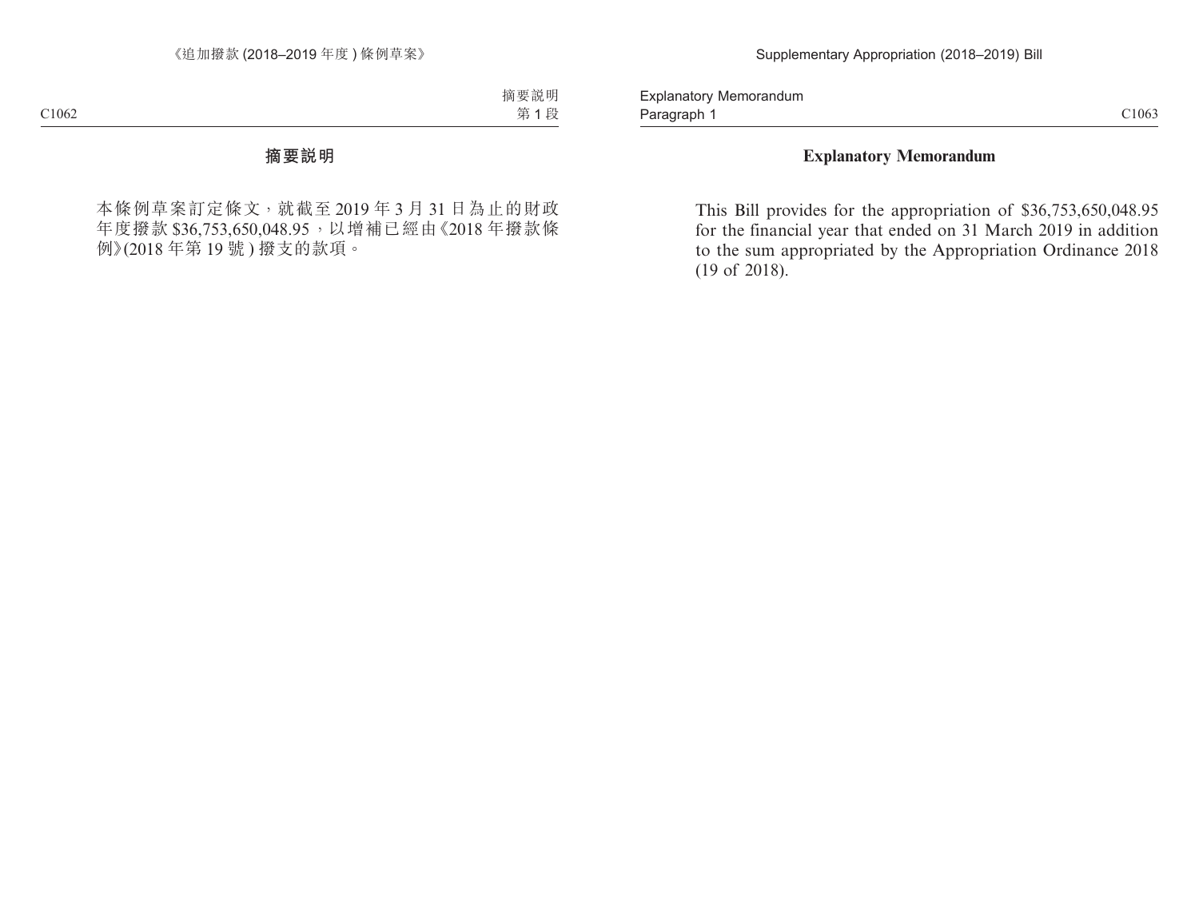## 摘要說明

本條例草案訂定條文，就截至 2019 年 3 月 31 日為止的財政年度撥款 $36,753,650,048.95，以增補已經由《2018 年撥款條例》(2018 年第 19 號 ) 撥支的款項。

## Explanatory Memorandum

This Bill provides for the appropriation of $36,753,650,048.95 for the financial year that ended on 31 March 2019 in addition to the sum appropriated by the Appropriation Ordinance 2018 (19 of 2018).